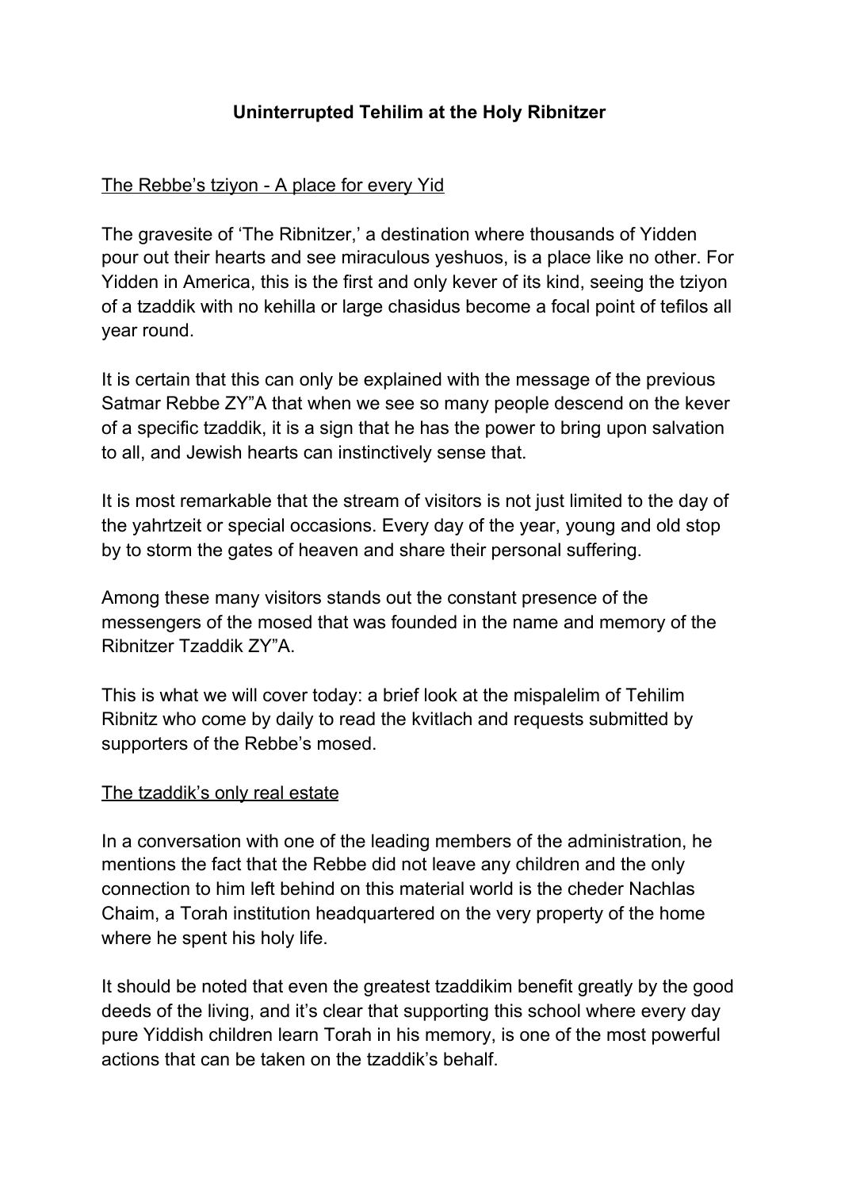# Uninterrupted Tehilim at the Holy Ribnitzer

## The Rebbe's tziyon - A place for every Yid

The gravesite of 'The Ribnitzer,' a destination where thousands of Yidden pour out their hearts and see miraculous yeshuos, is a place like no other. For Yidden in America, this is the first and only kever of its kind, seeing the tziyon of a tzaddik with no kehilla or large chasidus become a focal point of tefilos all year round.

It is certain that this can only be explained with the message of the previous Satmar Rebbe ZY"A that when we see so many people descend on the kever of a specific tzaddik, it is a sign that he has the power to bring upon salvation to all, and Jewish hearts can instinctively sense that.

It is most remarkable that the stream of visitors is not just limited to the day of the yahrtzeit or special occasions. Every day of the year, young and old stop by to storm the gates of heaven and share their personal suffering.

Among these many visitors stands out the constant presence of the messengers of the mosed that was founded in the name and memory of the Ribnitzer Tzaddik ZY"A.

This is what we will cover today: a brief look at the mispalelim of Tehilim Ribnitz who come by daily to read the kvitlach and requests submitted by supporters of the Rebbe's mosed.

## The tzaddik's only real estate

In a conversation with one of the leading members of the administration, he mentions the fact that the Rebbe did not leave any children and the only connection to him left behind on this material world is the cheder Nachlas Chaim, a Torah institution headquartered on the very property of the home where he spent his holy life.

It should be noted that even the greatest tzaddikim benefit greatly by the good deeds of the living, and it's clear that supporting this school where every day pure Yiddish children learn Torah in his memory, is one of the most powerful actions that can be taken on the tzaddik's behalf.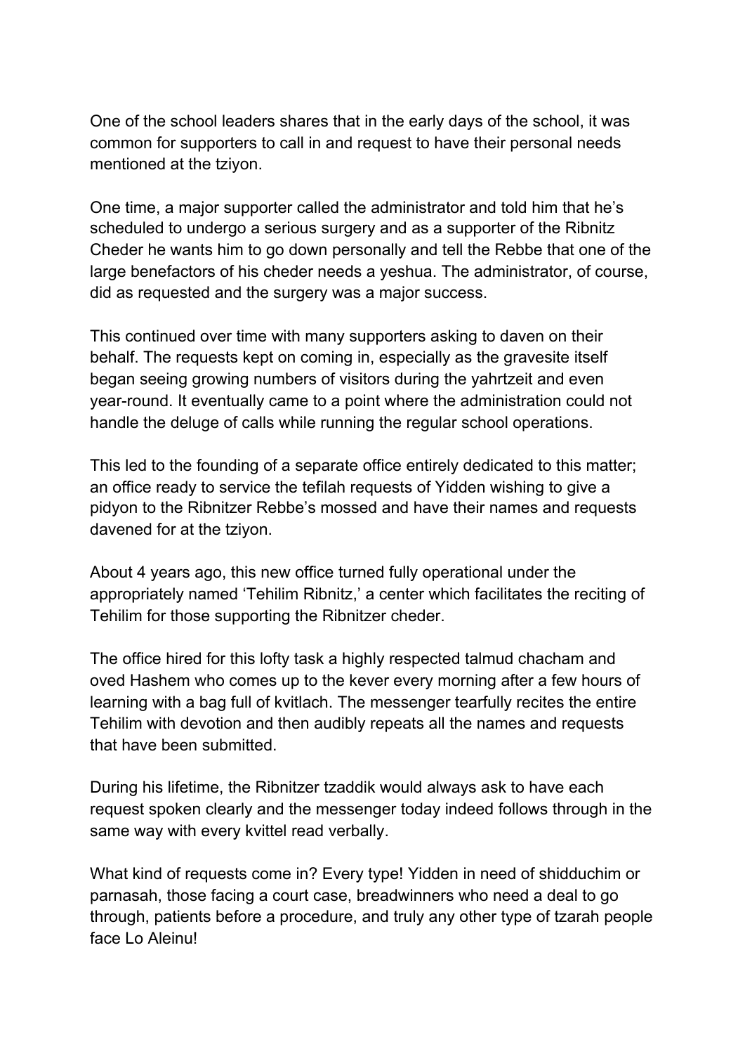One of the school leaders shares that in the early days of the school, it was common for supporters to call in and request to have their personal needs mentioned at the tziyon.

One time, a major supporter called the administrator and told him that he's scheduled to undergo a serious surgery and as a supporter of the Ribnitz Cheder he wants him to go down personally and tell the Rebbe that one of the large benefactors of his cheder needs a yeshua. The administrator, of course, did as requested and the surgery was a major success.

This continued over time with many supporters asking to daven on their behalf. The requests kept on coming in, especially as the gravesite itself began seeing growing numbers of visitors during the yahrtzeit and even year-round. It eventually came to a point where the administration could not handle the deluge of calls while running the regular school operations.

This led to the founding of a separate office entirely dedicated to this matter; an office ready to service the tefilah requests of Yidden wishing to give a pidyon to the Ribnitzer Rebbe's mossed and have their names and requests davened for at the tziyon.

About 4 years ago, this new office turned fully operational under the appropriately named 'Tehilim Ribnitz,' a center which facilitates the reciting of Tehilim for those supporting the Ribnitzer cheder.

The office hired for this lofty task a highly respected talmud chacham and oved Hashem who comes up to the kever every morning after a few hours of learning with a bag full of kvitlach. The messenger tearfully recites the entire Tehilim with devotion and then audibly repeats all the names and requests that have been submitted.

During his lifetime, the Ribnitzer tzaddik would always ask to have each request spoken clearly and the messenger today indeed follows through in the same way with every kvittel read verbally.

What kind of requests come in? Every type! Yidden in need of shidduchim or parnasah, those facing a court case, breadwinners who need a deal to go through, patients before a procedure, and truly any other type of tzarah people face Lo Aleinu!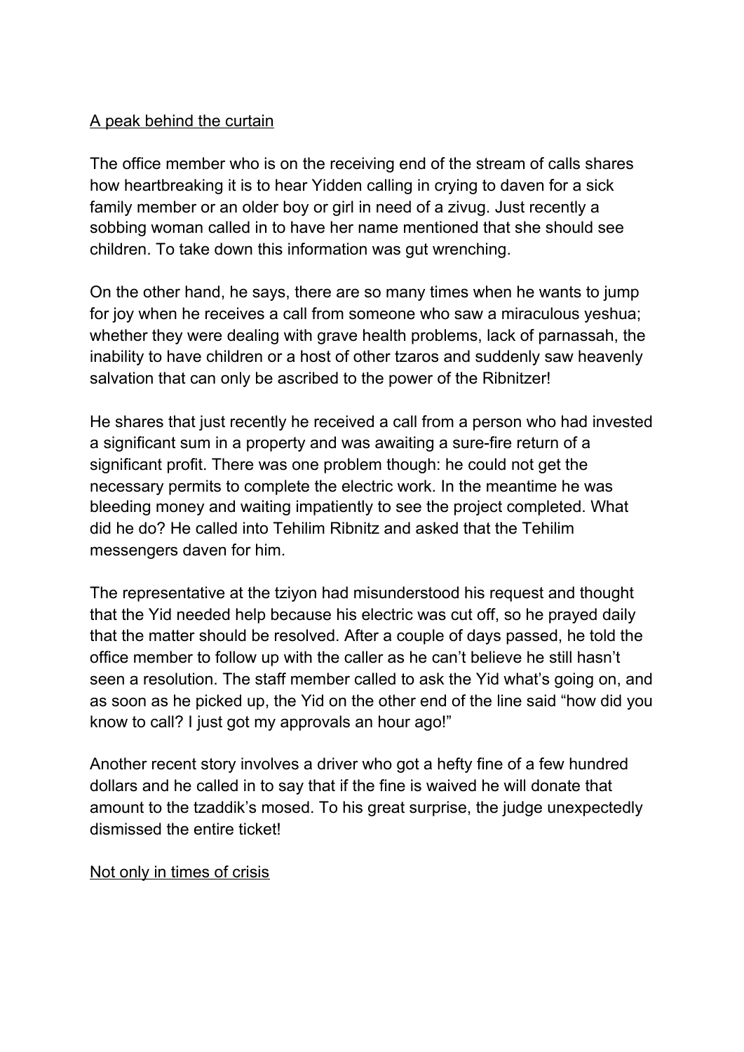<u>A peak behind the curtain</u>

The office member who is on the receiving end of the stream of calls shares how heartbreaking it is to hear Yidden calling in crying to daven for a sick family member or an older boy or girl in need of a zivug. Just recently a sobbing woman called in to have her name mentioned that she should see children. To take down this information was gut wrenching.

On the other hand, he says, there are so many times when he wants to jump for joy when he receives a call from someone who saw a miraculous yeshua; whether they were dealing with grave health problems, lack of parnassah, the inability to have children or a host of other tzaros and suddenly saw heavenly salvation that can only be ascribed to the power of the Ribnitzer!

He shares that just recently he received a call from a person who had invested a significant sum in a property and was awaiting a sure-fire return of a significant profit. There was one problem though: he could not get the necessary permits to complete the electric work. In the meantime he was bleeding money and waiting impatiently to see the project completed. What did he do? He called into Tehilim Ribnitz and asked that the Tehilim messengers daven for him.

The representative at the tziyon had misunderstood his request and thought that the Yid needed help because his electric was cut off, so he prayed daily that the matter should be resolved. After a couple of days passed, he told the office member to follow up with the caller as he can't believe he still hasn't seen a resolution. The staff member called to ask the Yid what's going on, and as soon as he picked up, the Yid on the other end of the line said "how did you know to call? I just got my approvals an hour ago!"

Another recent story involves a driver who got a hefty fine of a few hundred dollars and he called in to say that if the fine is waived he will donate that amount to the tzaddik's mosed. To his great surprise, the judge unexpectedly dismissed the entire ticket!

<u>Not only in times of crisis</u>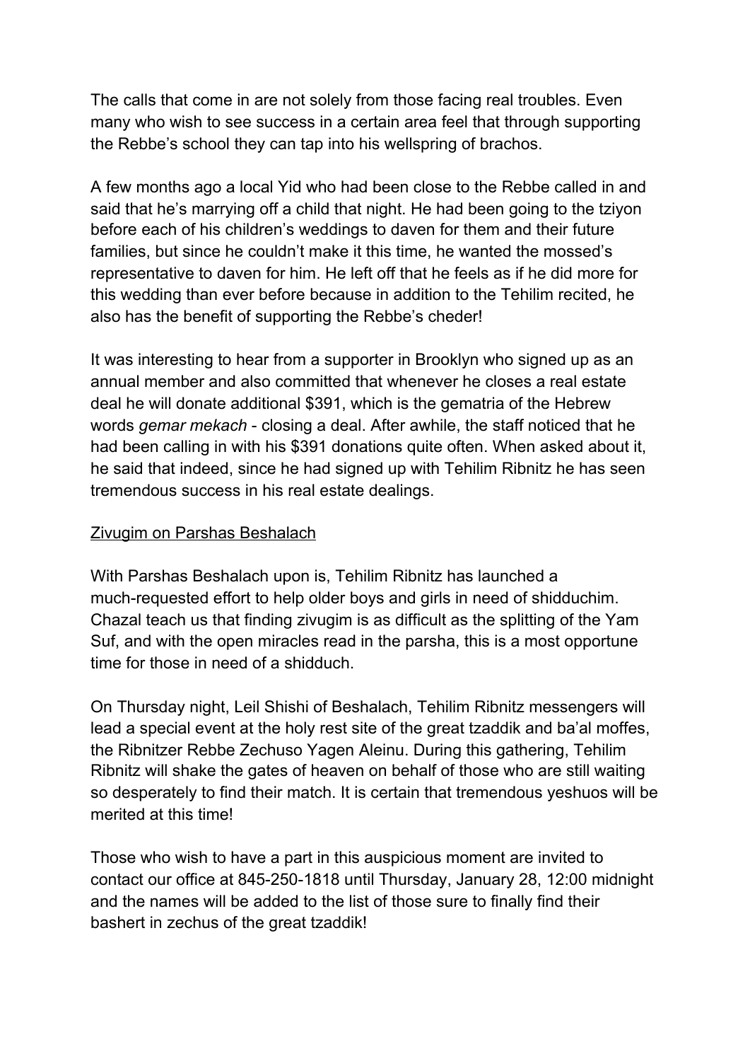The calls that come in are not solely from those facing real troubles. Even many who wish to see success in a certain area feel that through supporting the Rebbe's school they can tap into his wellspring of brachos.

A few months ago a local Yid who had been close to the Rebbe called in and said that he's marrying off a child that night. He had been going to the tziyon before each of his children's weddings to daven for them and their future families, but since he couldn't make it this time, he wanted the mossed's representative to daven for him. He left off that he feels as if he did more for this wedding than ever before because in addition to the Tehilim recited, he also has the benefit of supporting the Rebbe's cheder!

It was interesting to hear from a supporter in Brooklyn who signed up as an annual member and also committed that whenever he closes a real estate deal he will donate additional $391, which is the gematria of the Hebrew words *gemar mekach* - closing a deal. After awhile, the staff noticed that he had been calling in with his $391 donations quite often. When asked about it, he said that indeed, since he had signed up with Tehilim Ribnitz he has seen tremendous success in his real estate dealings.

<u>Zivugim on Parshas Beshalach</u>

With Parshas Beshalach upon is, Tehilim Ribnitz has launched a much-requested effort to help older boys and girls in need of shidduchim. Chazal teach us that finding zivugim is as difficult as the splitting of the Yam Suf, and with the open miracles read in the parsha, this is a most opportune time for those in need of a shidduch.

On Thursday night, Leil Shishi of Beshalach, Tehilim Ribnitz messengers will lead a special event at the holy rest site of the great tzaddik and ba'al moffes, the Ribnitzer Rebbe Zechuso Yagen Aleinu. During this gathering, Tehilim Ribnitz will shake the gates of heaven on behalf of those who are still waiting so desperately to find their match. It is certain that tremendous yeshuos will be merited at this time!

Those who wish to have a part in this auspicious moment are invited to contact our office at 845-250-1818 until Thursday, January 28, 12:00 midnight and the names will be added to the list of those sure to finally find their bashert in zechus of the great tzaddik!